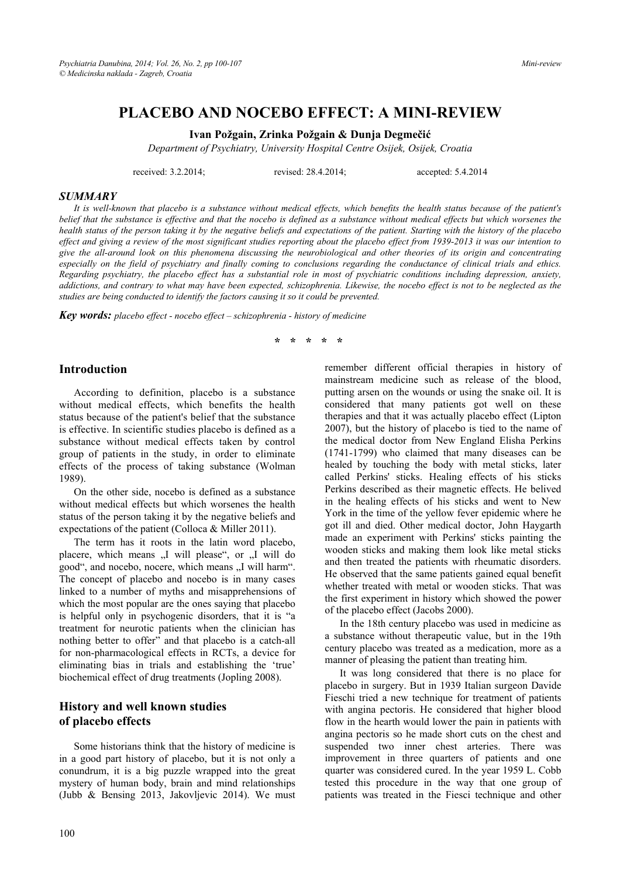# PLACEBO AND NOCEBO EFFECT: A MINI-REVIEW

**Ivan Požgain, Zrinka Požgain & Dunja Degmečić**

*Department of Psychiatry, University Hospital Centre Osijek, Osijek, Croatia*

received: 3.2.2014; revised: 28.4.2014; accepted: 5.4.2014

## SUMMARY

*It is well-known that placebo is a substance without medical effects, which benefits the health status because of the patient's belief that the substance is effective and that the nocebo is defined as a substance without medical effects but which worsenes the health status of the person taking it by the negative beliefs and expectations of the patient. Starting with the history of the placebo effect and giving a review of the most significant studies reporting about the placebo effect from 1939-2013 it was our intention to give the all-around look on this phenomena discussing the neurobiological and other theories of its origin and concentrating especially on the field of psychiatry and finally coming to conclusions regarding the conductance of clinical trials and ethics. Regarding psychiatry, the placebo effect has a substantial role in most of psychiatric conditions including depression, anxiety, addictions, and contrary to what may have been expected, schizophrenia. Likewise, the nocebo effect is not to be neglected as the studies are being conducted to identify the factors causing it so it could be prevented.*

***Key words:*** *placebo effect - nocebo effect – schizophrenia - history of medicine*

\* \* \* \* \*

## Introduction

According to definition, placebo is a substance without medical effects, which benefits the health status because of the patient's belief that the substance is effective. In scientific studies placebo is defined as a substance without medical effects taken by control group of patients in the study, in order to eliminate effects of the process of taking substance (Wolman 1989).

On the other side, nocebo is defined as a substance without medical effects but which worsenes the health status of the person taking it by the negative beliefs and expectations of the patient (Colloca & Miller 2011).

The term has it roots in the latin word placebo, placere, which means „I will please", or „I will do good", and nocebo, nocere, which means „I will harm". The concept of placebo and nocebo is in many cases linked to a number of myths and misapprehensions of which the most popular are the ones saying that placebo is helpful only in psychogenic disorders, that it is "a treatment for neurotic patients when the clinician has nothing better to offer" and that placebo is a catch-all for non-pharmacological effects in RCTs, a device for eliminating bias in trials and establishing the 'true' biochemical effect of drug treatments (Jopling 2008).

## History and well known studies of placebo effects

Some historians think that the history of medicine is in a good part history of placebo, but it is not only a conundrum, it is a big puzzle wrapped into the great mystery of human body, brain and mind relationships (Jubb & Bensing 2013, Jakovljevic 2014). We must remember different official therapies in history of mainstream medicine such as release of the blood, putting arsen on the wounds or using the snake oil. It is considered that many patients got well on these therapies and that it was actually placebo effect (Lipton 2007), but the history of placebo is tied to the name of the medical doctor from New England Elisha Perkins (1741-1799) who claimed that many diseases can be healed by touching the body with metal sticks, later called Perkins' sticks. Healing effects of his sticks Perkins described as their magnetic effects. He belived in the healing effects of his sticks and went to New York in the time of the yellow fever epidemic where he got ill and died. Other medical doctor, John Haygarth made an experiment with Perkins' sticks painting the wooden sticks and making them look like metal sticks and then treated the patients with rheumatic disorders. He observed that the same patients gained equal benefit whether treated with metal or wooden sticks. That was the first experiment in history which showed the power of the placebo effect (Jacobs 2000).

In the 18th century placebo was used in medicine as a substance without therapeutic value, but in the 19th century placebo was treated as a medication, more as a manner of pleasing the patient than treating him.

It was long considered that there is no place for placebo in surgery. But in 1939 Italian surgeon Davide Fieschi tried a new technique for treatment of patients with angina pectoris. He considered that higher blood flow in the hearth would lower the pain in patients with angina pectoris so he made short cuts on the chest and suspended two inner chest arteries. There was improvement in three quarters of patients and one quarter was considered cured. In the year 1959 L. Cobb tested this procedure in the way that one group of patients was treated in the Fiesci technique and other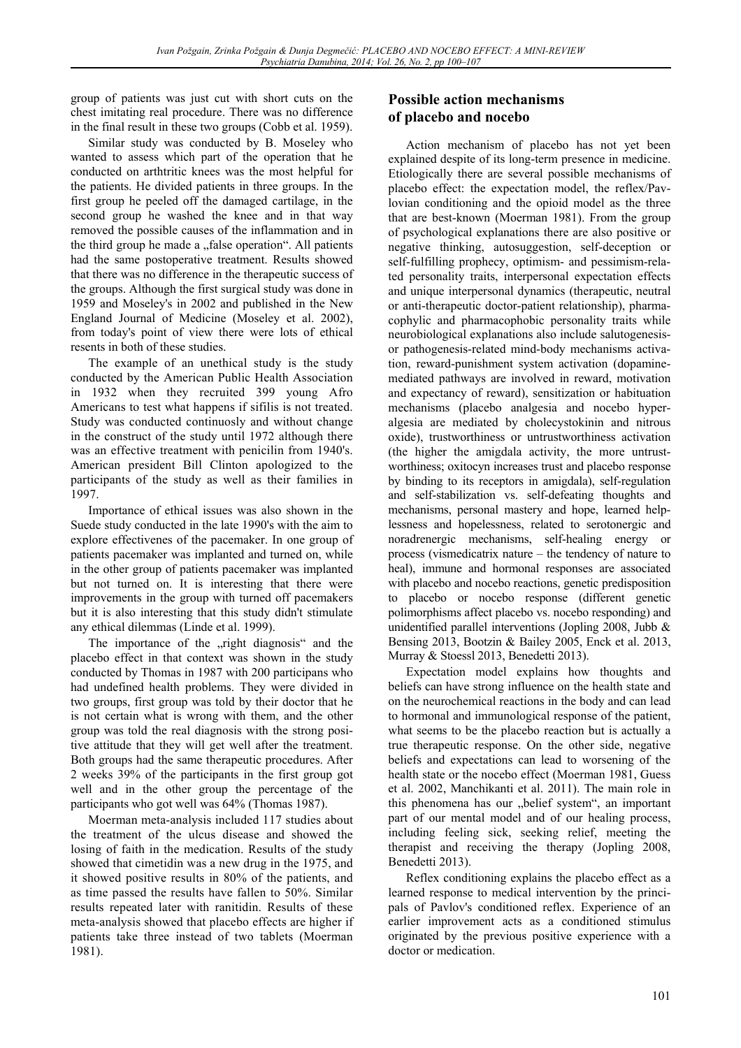group of patients was just cut with short cuts on the chest imitating real procedure. There was no difference in the final result in these two groups (Cobb et al. 1959).

Similar study was conducted by B. Moseley who wanted to assess which part of the operation that he conducted on arthtritic knees was the most helpful for the patients. He divided patients in three groups. In the first group he peeled off the damaged cartilage, in the second group he washed the knee and in that way removed the possible causes of the inflammation and in the third group he made a „false operation". All patients had the same postoperative treatment. Results showed that there was no difference in the therapeutic success of the groups. Although the first surgical study was done in 1959 and Moseley's in 2002 and published in the New England Journal of Medicine (Moseley et al. 2002), from today's point of view there were lots of ethical resents in both of these studies.

The example of an unethical study is the study conducted by the American Public Health Association in 1932 when they recruited 399 young Afro Americans to test what happens if sifilis is not treated. Study was conducted continuosly and without change in the construct of the study until 1972 although there was an effective treatment with penicilin from 1940's. American president Bill Clinton apologized to the participants of the study as well as their families in 1997.

Importance of ethical issues was also shown in the Suede study conducted in the late 1990's with the aim to explore effectivenes of the pacemaker. In one group of patients pacemaker was implanted and turned on, while in the other group of patients pacemaker was implanted but not turned on. It is interesting that there were improvements in the group with turned off pacemakers but it is also interesting that this study didn't stimulate any ethical dilemmas (Linde et al. 1999).

The importance of the „right diagnosis" and the placebo effect in that context was shown in the study conducted by Thomas in 1987 with 200 participans who had undefined health problems. They were divided in two groups, first group was told by their doctor that he is not certain what is wrong with them, and the other group was told the real diagnosis with the strong positive attitude that they will get well after the treatment. Both groups had the same therapeutic procedures. After 2 weeks 39% of the participants in the first group got well and in the other group the percentage of the participants who got well was 64% (Thomas 1987).

Moerman meta-analysis included 117 studies about the treatment of the ulcus disease and showed the losing of faith in the medication. Results of the study showed that cimetidin was a new drug in the 1975, and it showed positive results in 80% of the patients, and as time passed the results have fallen to 50%. Similar results repeated later with ranitidin. Results of these meta-analysis showed that placebo effects are higher if patients take three instead of two tablets (Moerman 1981).

## Possible action mechanisms of placebo and nocebo

Action mechanism of placebo has not yet been explained despite of its long-term presence in medicine. Etiologically there are several possible mechanisms of placebo effect: the expectation model, the reflex/Pavlovian conditioning and the opioid model as the three that are best-known (Moerman 1981). From the group of psychological explanations there are also positive or negative thinking, autosuggestion, self-deception or self-fulfilling prophecy, optimism- and pessimism-related personality traits, interpersonal expectation effects and unique interpersonal dynamics (therapeutic, neutral or anti-therapeutic doctor-patient relationship), pharmacophylic and pharmacophobic personality traits while neurobiological explanations also include salutogenesis- or pathogenesis-related mind-body mechanisms activation, reward-punishment system activation (dopamine-mediated pathways are involved in reward, motivation and expectancy of reward), sensitization or habituation mechanisms (placebo analgesia and nocebo hyperalgesia are mediated by cholecystokinin and nitrous oxide), trustworthiness or untrustworthiness activation (the higher the amigdala activity, the more untrustworthiness; oxitocyn increases trust and placebo response by binding to its receptors in amigdala), self-regulation and self-stabilization vs. self-defeating thoughts and mechanisms, personal mastery and hope, learned helplessness and hopelessness, related to serotonergic and noradrenergic mechanisms, self-healing energy or process (vismedicatrix nature – the tendency of nature to heal), immune and hormonal responses are associated with placebo and nocebo reactions, genetic predisposition to placebo or nocebo response (different genetic polimorphisms affect placebo vs. nocebo responding) and unidentified parallel interventions (Jopling 2008, Jubb & Bensing 2013, Bootzin & Bailey 2005, Enck et al. 2013, Murray & Stoessl 2013, Benedetti 2013).

Expectation model explains how thoughts and beliefs can have strong influence on the health state and on the neurochemical reactions in the body and can lead to hormonal and immunological response of the patient, what seems to be the placebo reaction but is actually a true therapeutic response. On the other side, negative beliefs and expectations can lead to worsening of the health state or the nocebo effect (Moerman 1981, Guess et al. 2002, Manchikanti et al. 2011). The main role in this phenomena has our „belief system", an important part of our mental model and of our healing process, including feeling sick, seeking relief, meeting the therapist and receiving the therapy (Jopling 2008, Benedetti 2013).

Reflex conditioning explains the placebo effect as a learned response to medical intervention by the principals of Pavlov's conditioned reflex. Experience of an earlier improvement acts as a conditioned stimulus originated by the previous positive experience with a doctor or medication.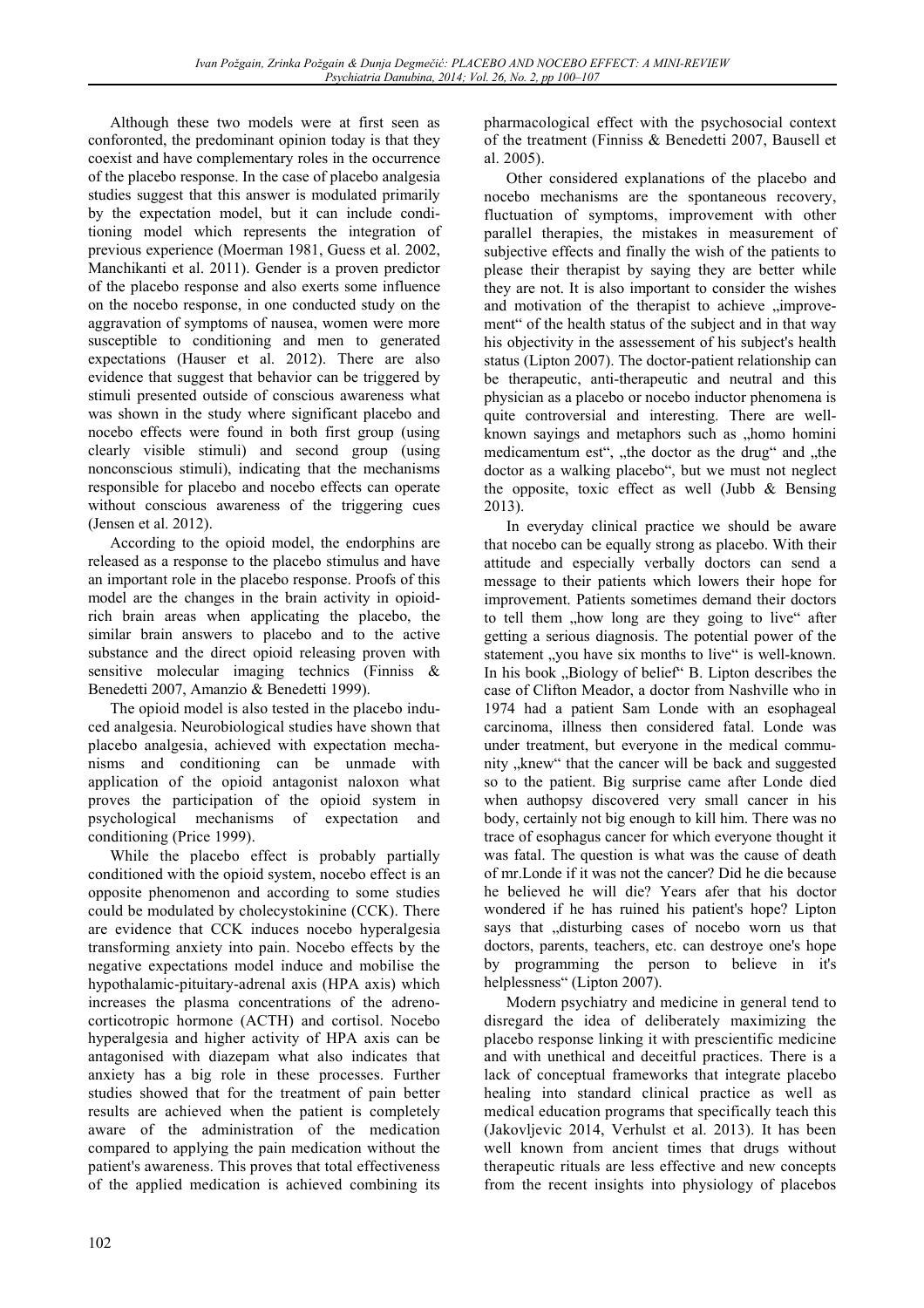Although these two models were at first seen as conforonted, the predominant opinion today is that they coexist and have complementary roles in the occurrence of the placebo response. In the case of placebo analgesia studies suggest that this answer is modulated primarily by the expectation model, but it can include conditioning model which represents the integration of previous experience (Moerman 1981, Guess et al. 2002, Manchikanti et al. 2011). Gender is a proven predictor of the placebo response and also exerts some influence on the nocebo response, in one conducted study on the aggravation of symptoms of nausea, women were more susceptible to conditioning and men to generated expectations (Hauser et al. 2012). There are also evidence that suggest that behavior can be triggered by stimuli presented outside of conscious awareness what was shown in the study where significant placebo and nocebo effects were found in both first group (using clearly visible stimuli) and second group (using nonconscious stimuli), indicating that the mechanisms responsible for placebo and nocebo effects can operate without conscious awareness of the triggering cues (Jensen et al. 2012).

According to the opioid model, the endorphins are released as a response to the placebo stimulus and have an important role in the placebo response. Proofs of this model are the changes in the brain activity in opioid-rich brain areas when applicating the placebo, the similar brain answers to placebo and to the active substance and the direct opioid releasing proven with sensitive molecular imaging technics (Finniss & Benedetti 2007, Amanzio & Benedetti 1999).

The opioid model is also tested in the placebo induced analgesia. Neurobiological studies have shown that placebo analgesia, achieved with expectation mechanisms and conditioning can be unmade with application of the opioid antagonist naloxon what proves the participation of the opioid system in psychological mechanisms of expectation and conditioning (Price 1999).

While the placebo effect is probably partially conditioned with the opioid system, nocebo effect is an opposite phenomenon and according to some studies could be modulated by cholecystokinine (CCK). There are evidence that CCK induces nocebo hyperalgesia transforming anxiety into pain. Nocebo effects by the negative expectations model induce and mobilise the hypothalamic-pituitary-adrenal axis (HPA axis) which increases the plasma concentrations of the adrenocorticotropic hormone (ACTH) and cortisol. Nocebo hyperalgesia and higher activity of HPA axis can be antagonised with diazepam what also indicates that anxiety has a big role in these processes. Further studies showed that for the treatment of pain better results are achieved when the patient is completely aware of the administration of the medication compared to applying the pain medication without the patient's awareness. This proves that total effectiveness of the applied medication is achieved combining its pharmacological effect with the psychosocial context of the treatment (Finniss & Benedetti 2007, Bausell et al. 2005).

Other considered explanations of the placebo and nocebo mechanisms are the spontaneous recovery, fluctuation of symptoms, improvement with other parallel therapies, the mistakes in measurement of subjective effects and finally the wish of the patients to please their therapist by saying they are better while they are not. It is also important to consider the wishes and motivation of the therapist to achieve „improvement" of the health status of the subject and in that way his objectivity in the assessement of his subject's health status (Lipton 2007). The doctor-patient relationship can be therapeutic, anti-therapeutic and neutral and this physician as a placebo or nocebo inductor phenomena is quite controversial and interesting. There are well-known sayings and metaphors such as „homo homini medicamentum est", „the doctor as the drug" and „the doctor as a walking placebo", but we must not neglect the opposite, toxic effect as well (Jubb & Bensing 2013).

In everyday clinical practice we should be aware that nocebo can be equally strong as placebo. With their attitude and especially verbally doctors can send a message to their patients which lowers their hope for improvement. Patients sometimes demand their doctors to tell them „how long are they going to live" after getting a serious diagnosis. The potential power of the statement „you have six months to live" is well-known. In his book „Biology of belief" B. Lipton describes the case of Clifton Meador, a doctor from Nashville who in 1974 had a patient Sam Londe with an esophageal carcinoma, illness then considered fatal. Londe was under treatment, but everyone in the medical community „knew" that the cancer will be back and suggested so to the patient. Big surprise came after Londe died when authopsy discovered very small cancer in his body, certainly not big enough to kill him. There was no trace of esophagus cancer for which everyone thought it was fatal. The question is what was the cause of death of mr.Londe if it was not the cancer? Did he die because he believed he will die? Years afer that his doctor wondered if he has ruined his patient's hope? Lipton says that „disturbing cases of nocebo worn us that doctors, parents, teachers, etc. can destroye one's hope by programming the person to believe in it's helplessness" (Lipton 2007).

Modern psychiatry and medicine in general tend to disregard the idea of deliberately maximizing the placebo response linking it with prescientific medicine and with unethical and deceitful practices. There is a lack of conceptual frameworks that integrate placebo healing into standard clinical practice as well as medical education programs that specifically teach this (Jakovljevic 2014, Verhulst et al. 2013). It has been well known from ancient times that drugs without therapeutic rituals are less effective and new concepts from the recent insights into physiology of placebos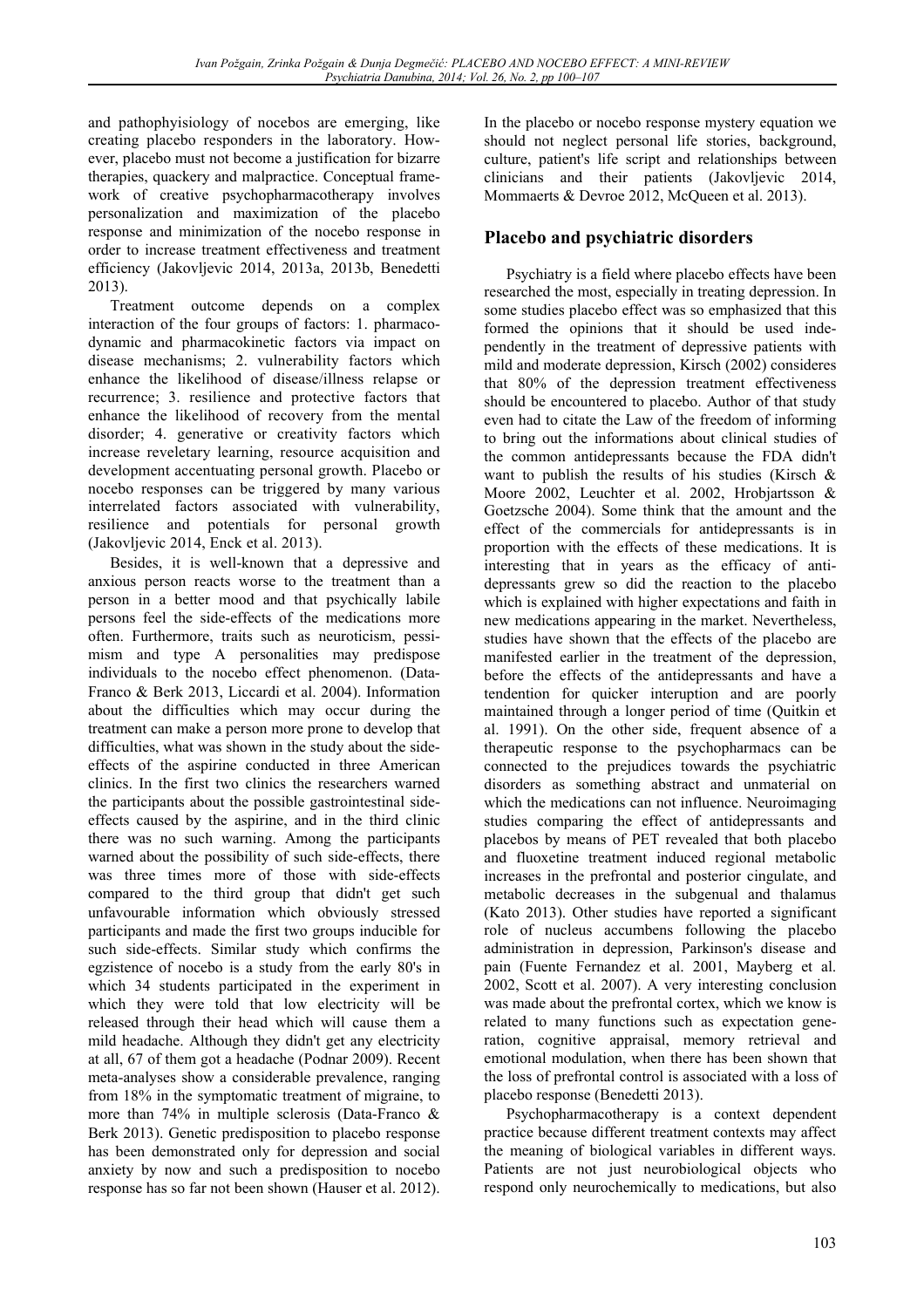and pathophyisiology of nocebos are emerging, like creating placebo responders in the laboratory. However, placebo must not become a justification for bizarre therapies, quackery and malpractice. Conceptual framework of creative psychopharmacotherapy involves personalization and maximization of the placebo response and minimization of the nocebo response in order to increase treatment effectiveness and treatment efficiency (Jakovljevic 2014, 2013a, 2013b, Benedetti 2013).

Treatment outcome depends on a complex interaction of the four groups of factors: 1. pharmacodynamic and pharmacokinetic factors via impact on disease mechanisms; 2. vulnerability factors which enhance the likelihood of disease/illness relapse or recurrence; 3. resilience and protective factors that enhance the likelihood of recovery from the mental disorder; 4. generative or creativity factors which increase reveletary learning, resource acquisition and development accentuating personal growth. Placebo or nocebo responses can be triggered by many various interrelated factors associated with vulnerability, resilience and potentials for personal growth (Jakovljevic 2014, Enck et al. 2013).

Besides, it is well-known that a depressive and anxious person reacts worse to the treatment than a person in a better mood and that psychically labile persons feel the side-effects of the medications more often. Furthermore, traits such as neuroticism, pessimism and type A personalities may predispose individuals to the nocebo effect phenomenon. (Data-Franco & Berk 2013, Liccardi et al. 2004). Information about the difficulties which may occur during the treatment can make a person more prone to develop that difficulties, what was shown in the study about the side-effects of the aspirine conducted in three American clinics. In the first two clinics the researchers warned the participants about the possible gastrointestinal side-effects caused by the aspirine, and in the third clinic there was no such warning. Among the participants warned about the possibility of such side-effects, there was three times more of those with side-effects compared to the third group that didn't get such unfavourable information which obviously stressed participants and made the first two groups inducible for such side-effects. Similar study which confirms the egzistence of nocebo is a study from the early 80's in which 34 students participated in the experiment in which they were told that low electricity will be released through their head which will cause them a mild headache. Although they didn't get any electricity at all, 67 of them got a headache (Podnar 2009). Recent meta-analyses show a considerable prevalence, ranging from 18% in the symptomatic treatment of migraine, to more than 74% in multiple sclerosis (Data-Franco & Berk 2013). Genetic predisposition to placebo response has been demonstrated only for depression and social anxiety by now and such a predisposition to nocebo response has so far not been shown (Hauser et al. 2012).

In the placebo or nocebo response mystery equation we should not neglect personal life stories, background, culture, patient's life script and relationships between clinicians and their patients (Jakovljevic 2014, Mommaerts & Devroe 2012, McQueen et al. 2013).

## Placebo and psychiatric disorders

Psychiatry is a field where placebo effects have been researched the most, especially in treating depression. In some studies placebo effect was so emphasized that this formed the opinions that it should be used independently in the treatment of depressive patients with mild and moderate depression, Kirsch (2002) consideres that 80% of the depression treatment effectiveness should be encountered to placebo. Author of that study even had to citate the Law of the freedom of informing to bring out the informations about clinical studies of the common antidepressants because the FDA didn't want to publish the results of his studies (Kirsch & Moore 2002, Leuchter et al. 2002, Hrobjartsson & Goetzsche 2004). Some think that the amount and the effect of the commercials for antidepressants is in proportion with the effects of these medications. It is interesting that in years as the efficacy of antidepressants grew so did the reaction to the placebo which is explained with higher expectations and faith in new medications appearing in the market. Nevertheless, studies have shown that the effects of the placebo are manifested earlier in the treatment of the depression, before the effects of the antidepressants and have a tendention for quicker interuption and are poorly maintained through a longer period of time (Quitkin et al. 1991). On the other side, frequent absence of a therapeutic response to the psychopharmacs can be connected to the prejudices towards the psychiatric disorders as something abstract and unmaterial on which the medications can not influence. Neuroimaging studies comparing the effect of antidepressants and placebos by means of PET revealed that both placebo and fluoxetine treatment induced regional metabolic increases in the prefrontal and posterior cingulate, and metabolic decreases in the subgenual and thalamus (Kato 2013). Other studies have reported a significant role of nucleus accumbens following the placebo administration in depression, Parkinson's disease and pain (Fuente Fernandez et al. 2001, Mayberg et al. 2002, Scott et al. 2007). A very interesting conclusion was made about the prefrontal cortex, which we know is related to many functions such as expectation generation, cognitive appraisal, memory retrieval and emotional modulation, when there has been shown that the loss of prefrontal control is associated with a loss of placebo response (Benedetti 2013).

Psychopharmacotherapy is a context dependent practice because different treatment contexts may affect the meaning of biological variables in different ways. Patients are not just neurobiological objects who respond only neurochemically to medications, but also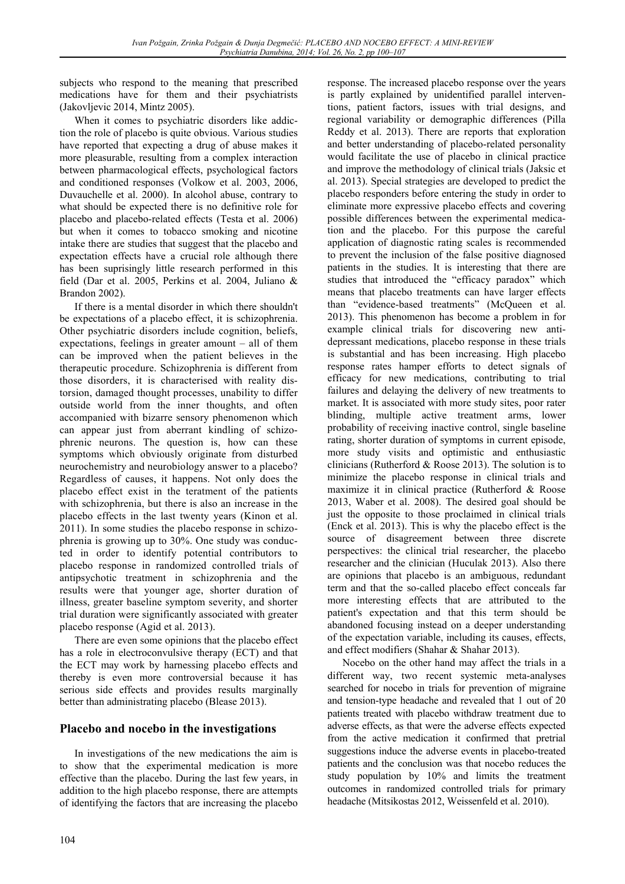subjects who respond to the meaning that prescribed medications have for them and their psychiatrists (Jakovljevic 2014, Mintz 2005).

When it comes to psychiatric disorders like addiction the role of placebo is quite obvious. Various studies have reported that expecting a drug of abuse makes it more pleasurable, resulting from a complex interaction between pharmacological effects, psychological factors and conditioned responses (Volkow et al. 2003, 2006, Duvauchelle et al. 2000). In alcohol abuse, contrary to what should be expected there is no definitive role for placebo and placebo-related effects (Testa et al. 2006) but when it comes to tobacco smoking and nicotine intake there are studies that suggest that the placebo and expectation effects have a crucial role although there has been suprisingly little research performed in this field (Dar et al. 2005, Perkins et al. 2004, Juliano & Brandon 2002).

If there is a mental disorder in which there shouldn't be expectations of a placebo effect, it is schizophrenia. Other psychiatric disorders include cognition, beliefs, expectations, feelings in greater amount – all of them can be improved when the patient believes in the therapeutic procedure. Schizophrenia is different from those disorders, it is characterised with reality distorsion, damaged thought processes, unability to differ outside world from the inner thoughts, and often accompanied with bizarre sensory phenomenon which can appear just from aberrant kindling of schizophrenic neurons. The question is, how can these symptoms which obviously originate from disturbed neurochemistry and neurobiology answer to a placebo? Regardless of causes, it happens. Not only does the placebo effect exist in the teratment of the patients with schizophrenia, but there is also an increase in the placebo effects in the last twenty years (Kinon et al. 2011). In some studies the placebo response in schizophrenia is growing up to 30%. One study was conducted in order to identify potential contributors to placebo response in randomized controlled trials of antipsychotic treatment in schizophrenia and the results were that younger age, shorter duration of illness, greater baseline symptom severity, and shorter trial duration were significantly associated with greater placebo response (Agid et al. 2013).

There are even some opinions that the placebo effect has a role in electroconvulsive therapy (ECT) and that the ECT may work by harnessing placebo effects and thereby is even more controversial because it has serious side effects and provides results marginally better than administrating placebo (Blease 2013).

## Placebo and nocebo in the investigations

In investigations of the new medications the aim is to show that the experimental medication is more effective than the placebo. During the last few years, in addition to the high placebo response, there are attempts of identifying the factors that are increasing the placebo response. The increased placebo response over the years is partly explained by unidentified parallel interventions, patient factors, issues with trial designs, and regional variability or demographic differences (Pilla Reddy et al. 2013). There are reports that exploration and better understanding of placebo-related personality would facilitate the use of placebo in clinical practice and improve the methodology of clinical trials (Jaksic et al. 2013). Special strategies are developed to predict the placebo responders before entering the study in order to eliminate more expressive placebo effects and covering possible differences between the experimental medication and the placebo. For this purpose the careful application of diagnostic rating scales is recommended to prevent the inclusion of the false positive diagnosed patients in the studies. It is interesting that there are studies that introduced the "efficacy paradox" which means that placebo treatments can have larger effects than "evidence-based treatments" (McQueen et al. 2013). This phenomenon has become a problem in for example clinical trials for discovering new antidepressant medications, placebo response in these trials is substantial and has been increasing. High placebo response rates hamper efforts to detect signals of efficacy for new medications, contributing to trial failures and delaying the delivery of new treatments to market. It is associated with more study sites, poor rater blinding, multiple active treatment arms, lower probability of receiving inactive control, single baseline rating, shorter duration of symptoms in current episode, more study visits and optimistic and enthusiastic clinicians (Rutherford & Roose 2013). The solution is to minimize the placebo response in clinical trials and maximize it in clinical practice (Rutherford & Roose 2013, Waber et al. 2008). The desired goal should be just the opposite to those proclaimed in clinical trials (Enck et al. 2013). This is why the placebo effect is the source of disagreement between three discrete perspectives: the clinical trial researcher, the placebo researcher and the clinician (Huculak 2013). Also there are opinions that placebo is an ambiguous, redundant term and that the so-called placebo effect conceals far more interesting effects that are attributed to the patient's expectation and that this term should be abandoned focusing instead on a deeper understanding of the expectation variable, including its causes, effects, and effect modifiers (Shahar & Shahar 2013).

Nocebo on the other hand may affect the trials in a different way, two recent systemic meta-analyses searched for nocebo in trials for prevention of migraine and tension-type headache and revealed that 1 out of 20 patients treated with placebo withdraw treatment due to adverse effects, as that were the adverse effects expected from the active medication it confirmed that pretrial suggestions induce the adverse events in placebo-treated patients and the conclusion was that nocebo reduces the study population by 10% and limits the treatment outcomes in randomized controlled trials for primary headache (Mitsikostas 2012, Weissenfeld et al. 2010).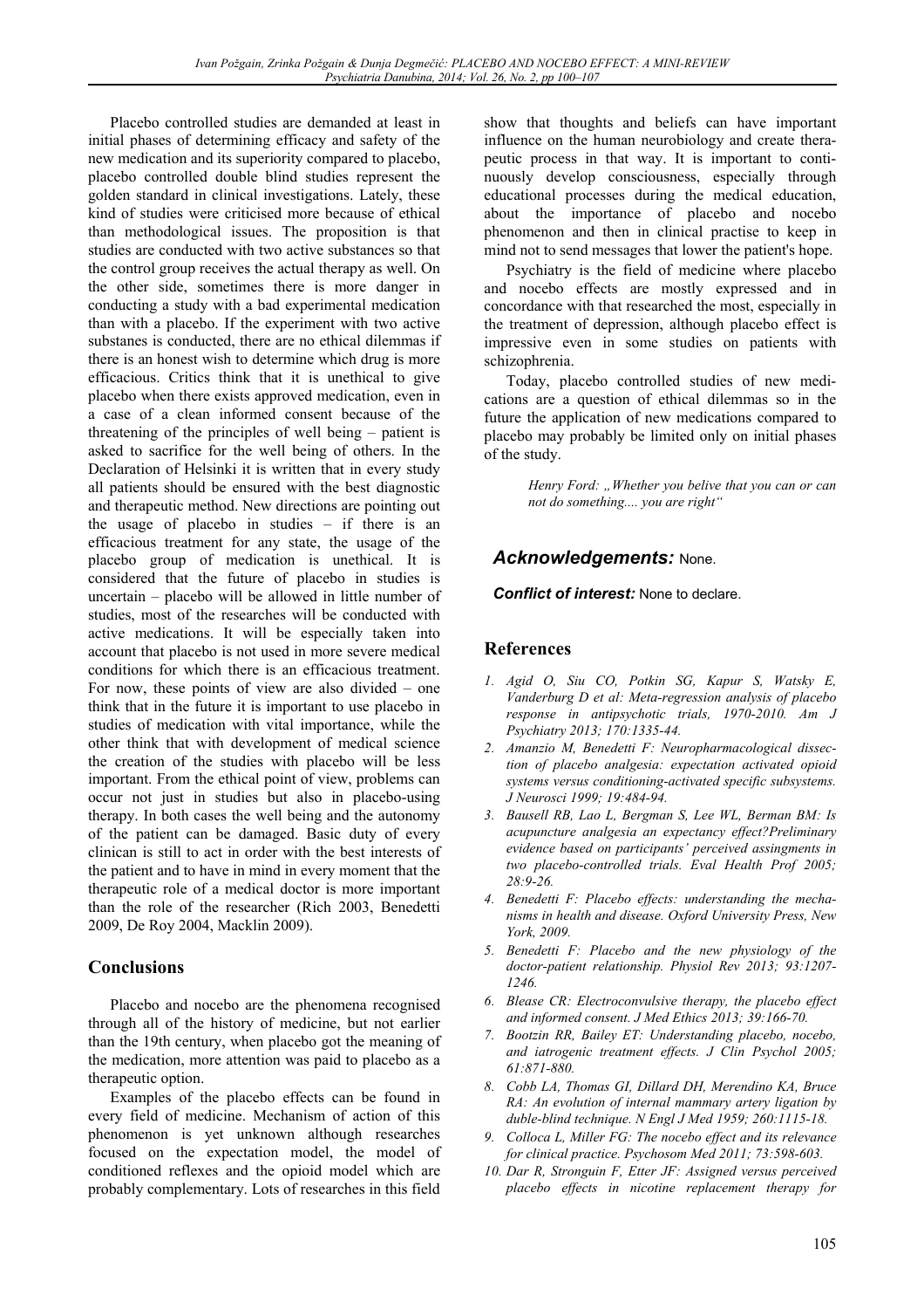Placebo controlled studies are demanded at least in initial phases of determining efficacy and safety of the new medication and its superiority compared to placebo, placebo controlled double blind studies represent the golden standard in clinical investigations. Lately, these kind of studies were criticised more because of ethical than methodological issues. The proposition is that studies are conducted with two active substances so that the control group receives the actual therapy as well. On the other side, sometimes there is more danger in conducting a study with a bad experimental medication than with a placebo. If the experiment with two active substanes is conducted, there are no ethical dilemmas if there is an honest wish to determine which drug is more efficacious. Critics think that it is unethical to give placebo when there exists approved medication, even in a case of a clean informed consent because of the threatening of the principles of well being – patient is asked to sacrifice for the well being of others. In the Declaration of Helsinki it is written that in every study all patients should be ensured with the best diagnostic and therapeutic method. New directions are pointing out the usage of placebo in studies – if there is an efficacious treatment for any state, the usage of the placebo group of medication is unethical. It is considered that the future of placebo in studies is uncertain – placebo will be allowed in little number of studies, most of the researches will be conducted with active medications. It will be especially taken into account that placebo is not used in more severe medical conditions for which there is an efficacious treatment. For now, these points of view are also divided – one think that in the future it is important to use placebo in studies of medication with vital importance, while the other think that with development of medical science the creation of the studies with placebo will be less important. From the ethical point of view, problems can occur not just in studies but also in placebo-using therapy. In both cases the well being and the autonomy of the patient can be damaged. Basic duty of every clinican is still to act in order with the best interests of the patient and to have in mind in every moment that the therapeutic role of a medical doctor is more important than the role of the researcher (Rich 2003, Benedetti 2009, De Roy 2004, Macklin 2009).

## Conclusions

Placebo and nocebo are the phenomena recognised through all of the history of medicine, but not earlier than the 19th century, when placebo got the meaning of the medication, more attention was paid to placebo as a therapeutic option.

Examples of the placebo effects can be found in every field of medicine. Mechanism of action of this phenomenon is yet unknown although researches focused on the expectation model, the model of conditioned reflexes and the opioid model which are probably complementary. Lots of researches in this field show that thoughts and beliefs can have important influence on the human neurobiology and create therapeutic process in that way. It is important to continuously develop consciousness, especially through educational processes during the medical education, about the importance of placebo and nocebo phenomenon and then in clinical practise to keep in mind not to send messages that lower the patient's hope.

Psychiatry is the field of medicine where placebo and nocebo effects are mostly expressed and in concordance with that researched the most, especially in the treatment of depression, although placebo effect is impressive even in some studies on patients with schizophrenia.

Today, placebo controlled studies of new medications are a question of ethical dilemmas so in the future the application of new medications compared to placebo may probably be limited only on initial phases of the study.

> *Henry Ford: „Whether you belive that you can or can not do something.... you are right"*

***Acknowledgements:*** None.

***Conflict of interest:*** None to declare.

## References

1. *Agid O, Siu CO, Potkin SG, Kapur S, Watsky E, Vanderburg D et al: Meta-regression analysis of placebo response in antipsychotic trials, 1970-2010. Am J Psychiatry 2013; 170:1335-44.*
2. *Amanzio M, Benedetti F: Neuropharmacological dissection of placebo analgesia: expectation activated opioid systems versus conditioning-activated specific subsystems. J Neurosci 1999; 19:484-94.*
3. *Bausell RB, Lao L, Bergman S, Lee WL, Berman BM: Is acupuncture analgesia an expectancy effect?Preliminary evidence based on participants' perceived assingments in two placebo-controlled trials. Eval Health Prof 2005; 28:9-26.*
4. *Benedetti F: Placebo effects: understanding the mechanisms in health and disease. Oxford University Press, New York, 2009.*
5. *Benedetti F: Placebo and the new physiology of the doctor-patient relationship. Physiol Rev 2013; 93:1207-1246.*
6. *Blease CR: Electroconvulsive therapy, the placebo effect and informed consent. J Med Ethics 2013; 39:166-70.*
7. *Bootzin RR, Bailey ET: Understanding placebo, nocebo, and iatrogenic treatment effects. J Clin Psychol 2005; 61:871-880.*
8. *Cobb LA, Thomas GI, Dillard DH, Merendino KA, Bruce RA: An evolution of internal mammary artery ligation by duble-blind technique. N Engl J Med 1959; 260:1115-18.*
9. *Colloca L, Miller FG: The nocebo effect and its relevance for clinical practice. Psychosom Med 2011; 73:598-603.*
10. *Dar R, Stronguin F, Etter JF: Assigned versus perceived placebo effects in nicotine replacement therapy for*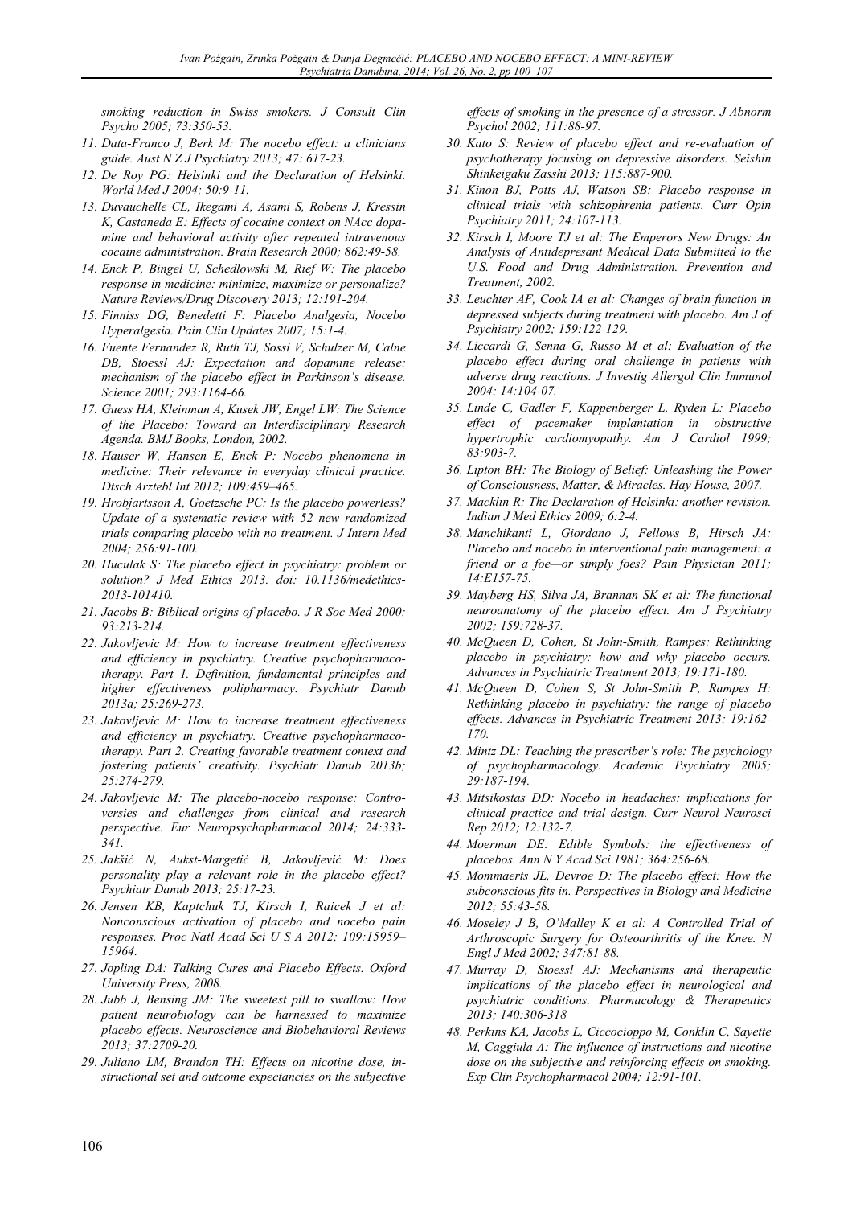smoking reduction in Swiss smokers. J Consult Clin Psycho 2005; 73:350-53.

11. Data-Franco J, Berk M: The nocebo effect: a clinicians guide. Aust N Z J Psychiatry 2013; 47: 617-23.
12. De Roy PG: Helsinki and the Declaration of Helsinki. World Med J 2004; 50:9-11.
13. Duvauchelle CL, Ikegami A, Asami S, Robens J, Kressin K, Castaneda E: Effects of cocaine context on NAcc dopamine and behavioral activity after repeated intravenous cocaine administration. Brain Research 2000; 862:49-58.
14. Enck P, Bingel U, Schedlowski M, Rief W: The placebo response in medicine: minimize, maximize or personalize? Nature Reviews/Drug Discovery 2013; 12:191-204.
15. Finniss DG, Benedetti F: Placebo Analgesia, Nocebo Hyperalgesia. Pain Clin Updates 2007; 15:1-4.
16. Fuente Fernandez R, Ruth TJ, Sossi V, Schulzer M, Calne DB, Stoessl AJ: Expectation and dopamine release: mechanism of the placebo effect in Parkinson's disease. Science 2001; 293:1164-66.
17. Guess HA, Kleinman A, Kusek JW, Engel LW: The Science of the Placebo: Toward an Interdisciplinary Research Agenda. BMJ Books, London, 2002.
18. Hauser W, Hansen E, Enck P: Nocebo phenomena in medicine: Their relevance in everyday clinical practice. Dtsch Arztebl Int 2012; 109:459–465.
19. Hrobjartsson A, Goetzsche PC: Is the placebo powerless? Update of a systematic review with 52 new randomized trials comparing placebo with no treatment. J Intern Med 2004; 256:91-100.
20. Huculak S: The placebo effect in psychiatry: problem or solution? J Med Ethics 2013. doi: 10.1136/medethics-2013-101410.
21. Jacobs B: Biblical origins of placebo. J R Soc Med 2000; 93:213-214.
22. Jakovljevic M: How to increase treatment effectiveness and efficiency in psychiatry. Creative psychopharmacotherapy. Part 1. Definition, fundamental principles and higher effectiveness polipharmacy. Psychiatr Danub 2013a; 25:269-273.
23. Jakovljevic M: How to increase treatment effectiveness and efficiency in psychiatry. Creative psychopharmacotherapy. Part 2. Creating favorable treatment context and fostering patients' creativity. Psychiatr Danub 2013b; 25:274-279.
24. Jakovljevic M: The placebo-nocebo response: Controversies and challenges from clinical and research perspective. Eur Neuropsychopharmacol 2014; 24:333-341.
25. Jakšić N, Aukst-Margetić B, Jakovljević M: Does personality play a relevant role in the placebo effect? Psychiatr Danub 2013; 25:17-23.
26. Jensen KB, Kaptchuk TJ, Kirsch I, Raicek J et al: Nonconscious activation of placebo and nocebo pain responses. Proc Natl Acad Sci U S A 2012; 109:15959–15964.
27. Jopling DA: Talking Cures and Placebo Effects. Oxford University Press, 2008.
28. Jubb J, Bensing JM: The sweetest pill to swallow: How patient neurobiology can be harnessed to maximize placebo effects. Neuroscience and Biobehavioral Reviews 2013; 37:2709-20.
29. Juliano LM, Brandon TH: Effects on nicotine dose, instructional set and outcome expectancies on the subjective effects of smoking in the presence of a stressor. J Abnorm Psychol 2002; 111:88-97.
30. Kato S: Review of placebo effect and re-evaluation of psychotherapy focusing on depressive disorders. Seishin Shinkeigaku Zasshi 2013; 115:887-900.
31. Kinon BJ, Potts AJ, Watson SB: Placebo response in clinical trials with schizophrenia patients. Curr Opin Psychiatry 2011; 24:107-113.
32. Kirsch I, Moore TJ et al: The Emperors New Drugs: An Analysis of Antidepresant Medical Data Submitted to the U.S. Food and Drug Administration. Prevention and Treatment, 2002.
33. Leuchter AF, Cook IA et al: Changes of brain function in depressed subjects during treatment with placebo. Am J of Psychiatry 2002; 159:122-129.
34. Liccardi G, Senna G, Russo M et al: Evaluation of the placebo effect during oral challenge in patients with adverse drug reactions. J Investig Allergol Clin Immunol 2004; 14:104-07.
35. Linde C, Gadler F, Kappenberger L, Ryden L: Placebo effect of pacemaker implantation in obstructive hypertrophic cardiomyopathy. Am J Cardiol 1999; 83:903-7.
36. Lipton BH: The Biology of Belief: Unleashing the Power of Consciousness, Matter, & Miracles. Hay House, 2007.
37. Macklin R: The Declaration of Helsinki: another revision. Indian J Med Ethics 2009; 6:2-4.
38. Manchikanti L, Giordano J, Fellows B, Hirsch JA: Placebo and nocebo in interventional pain management: a friend or a foe—or simply foes? Pain Physician 2011; 14:E157-75.
39. Mayberg HS, Silva JA, Brannan SK et al: The functional neuroanatomy of the placebo effect. Am J Psychiatry 2002; 159:728-37.
40. McQueen D, Cohen, St John-Smith, Rampes: Rethinking placebo in psychiatry: how and why placebo occurs. Advances in Psychiatric Treatment 2013; 19:171-180.
41. McQueen D, Cohen S, St John-Smith P, Rampes H: Rethinking placebo in psychiatry: the range of placebo effects. Advances in Psychiatric Treatment 2013; 19:162-170.
42. Mintz DL: Teaching the prescriber's role: The psychology of psychopharmacology. Academic Psychiatry 2005; 29:187-194.
43. Mitsikostas DD: Nocebo in headaches: implications for clinical practice and trial design. Curr Neurol Neurosci Rep 2012; 12:132-7.
44. Moerman DE: Edible Symbols: the effectiveness of placebos. Ann N Y Acad Sci 1981; 364:256-68.
45. Mommaerts JL, Devroe D: The placebo effect: How the subconscious fits in. Perspectives in Biology and Medicine 2012; 55:43-58.
46. Moseley J B, O'Malley K et al: A Controlled Trial of Arthroscopic Surgery for Osteoarthritis of the Knee. N Engl J Med 2002; 347:81-88.
47. Murray D, Stoessl AJ: Mechanisms and therapeutic implications of the placebo effect in neurological and psychiatric conditions. Pharmacology & Therapeutics 2013; 140:306-318
48. Perkins KA, Jacobs L, Ciccocioppo M, Conklin C, Sayette M, Caggiula A: The influence of instructions and nicotine dose on the subjective and reinforcing effects on smoking. Exp Clin Psychopharmacol 2004; 12:91-101.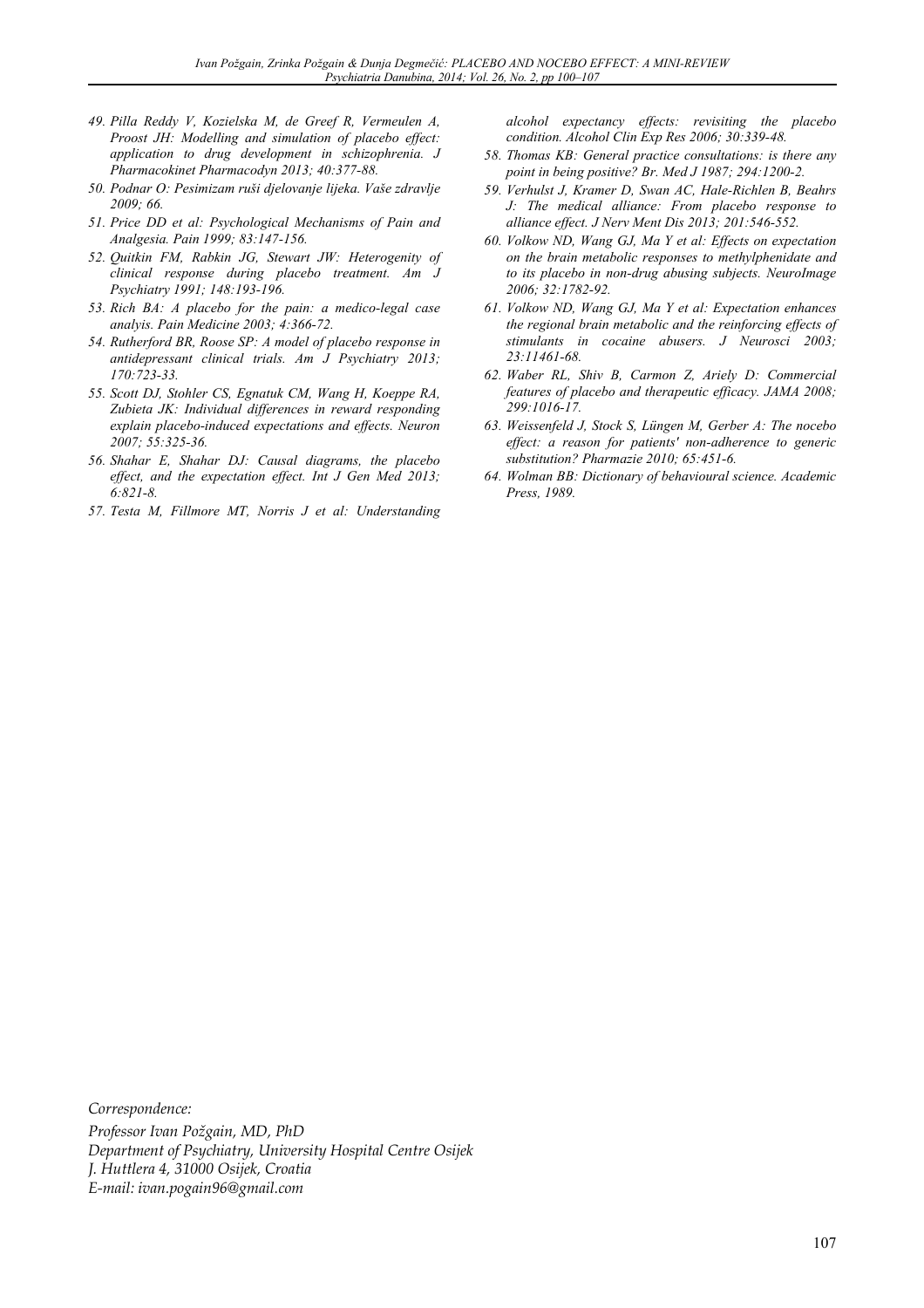49. *Pilla Reddy V, Kozielska M, de Greef R, Vermeulen A, Proost JH: Modelling and simulation of placebo effect: application to drug development in schizophrenia. J Pharmacokinet Pharmacodyn 2013; 40:377-88.*
50. *Podnar O: Pesimizam ruši djelovanje lijeka. Vaše zdravlje 2009; 66.*
51. *Price DD et al: Psychological Mechanisms of Pain and Analgesia. Pain 1999; 83:147-156.*
52. *Quitkin FM, Rabkin JG, Stewart JW: Heterogenity of clinical response during placebo treatment. Am J Psychiatry 1991; 148:193-196.*
53. *Rich BA: A placebo for the pain: a medico-legal case analyis. Pain Medicine 2003; 4:366-72.*
54. *Rutherford BR, Roose SP: A model of placebo response in antidepressant clinical trials. Am J Psychiatry 2013; 170:723-33.*
55. *Scott DJ, Stohler CS, Egnatuk CM, Wang H, Koeppe RA, Zubieta JK: Individual differences in reward responding explain placebo-induced expectations and effects. Neuron 2007; 55:325-36.*
56. *Shahar E, Shahar DJ: Causal diagrams, the placebo effect, and the expectation effect. Int J Gen Med 2013; 6:821-8.*
57. *Testa M, Fillmore MT, Norris J et al: Understanding alcohol expectancy effects: revisiting the placebo condition. Alcohol Clin Exp Res 2006; 30:339-48.*
58. *Thomas KB: General practice consultations: is there any point in being positive? Br. Med J 1987; 294:1200-2.*
59. *Verhulst J, Kramer D, Swan AC, Hale-Richlen B, Beahrs J: The medical alliance: From placebo response to alliance effect. J Nerv Ment Dis 2013; 201:546-552.*
60. *Volkow ND, Wang GJ, Ma Y et al: Effects on expectation on the brain metabolic responses to methylphenidate and to its placebo in non-drug abusing subjects. NeuroImage 2006; 32:1782-92.*
61. *Volkow ND, Wang GJ, Ma Y et al: Expectation enhances the regional brain metabolic and the reinforcing effects of stimulants in cocaine abusers. J Neurosci 2003; 23:11461-68.*
62. *Waber RL, Shiv B, Carmon Z, Ariely D: Commercial features of placebo and therapeutic efficacy. JAMA 2008; 299:1016-17.*
63. *Weissenfeld J, Stock S, Lüngen M, Gerber A: The nocebo effect: a reason for patients' non-adherence to generic substitution? Pharmazie 2010; 65:451-6.*
64. *Wolman BB: Dictionary of behavioural science. Academic Press, 1989.*

*Correspondence:*
*Professor Ivan Požgain, MD, PhD*
*Department of Psychiatry, University Hospital Centre Osijek*
*J. Huttlera 4, 31000 Osijek, Croatia*
*E-mail: ivan.pogain96@gmail.com*